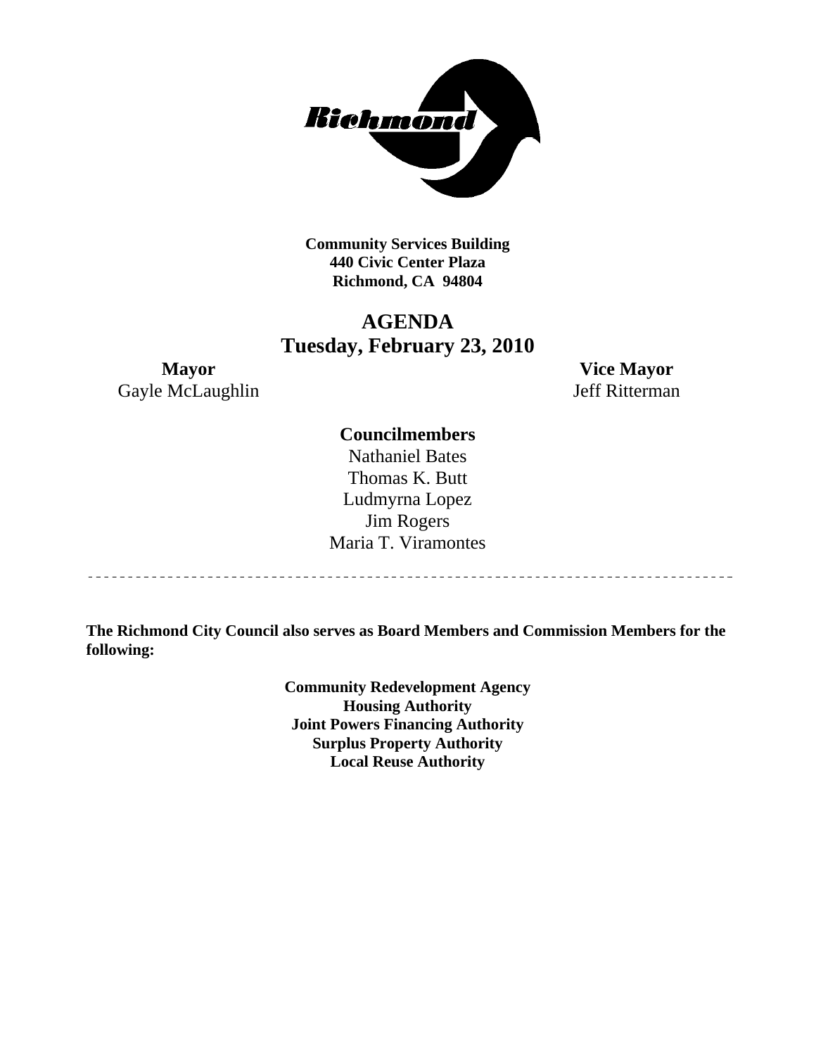**Community Services Building**
**440 Civic Center Plaza**
**Richmond, CA 94804**

# AGENDA
## Tuesday, February 23, 2010

**Mayor**
Gayle McLaughlin

**Vice Mayor**
Jeff Ritterman

**Councilmembers**
Nathaniel Bates
Thomas K. Butt
Ludmyrna Lopez
Jim Rogers
Maria T. Viramontes

---

**The Richmond City Council also serves as Board Members and Commission Members for the following:**

**Community Redevelopment Agency**
**Housing Authority**
**Joint Powers Financing Authority**
**Surplus Property Authority**
**Local Reuse Authority**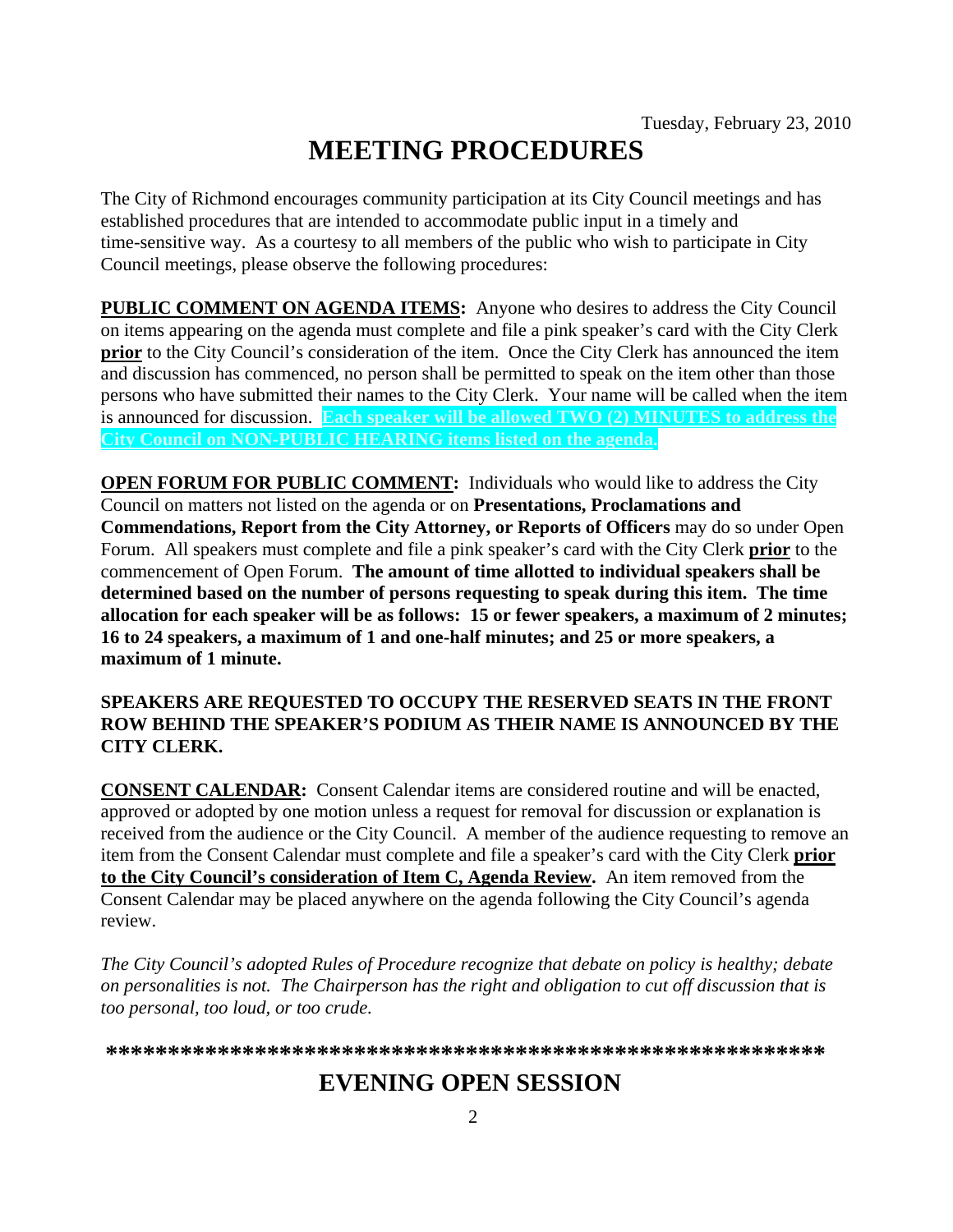Tuesday, February 23, 2010

# MEETING PROCEDURES

The City of Richmond encourages community participation at its City Council meetings and has established procedures that are intended to accommodate public input in a timely and time-sensitive way. As a courtesy to all members of the public who wish to participate in City Council meetings, please observe the following procedures:

**PUBLIC COMMENT ON AGENDA ITEMS:** Anyone who desires to address the City Council on items appearing on the agenda must complete and file a pink speaker's card with the City Clerk **prior** to the City Council's consideration of the item. Once the City Clerk has announced the item and discussion has commenced, no person shall be permitted to speak on the item other than those persons who have submitted their names to the City Clerk. Your name will be called when the item is announced for discussion. **Each speaker will be allowed TWO (2) MINUTES to address the City Council on NON-PUBLIC HEARING items listed on the agenda.**

**OPEN FORUM FOR PUBLIC COMMENT:** Individuals who would like to address the City Council on matters not listed on the agenda or on **Presentations, Proclamations and Commendations, Report from the City Attorney, or Reports of Officers** may do so under Open Forum. All speakers must complete and file a pink speaker's card with the City Clerk **prior** to the commencement of Open Forum. **The amount of time allotted to individual speakers shall be determined based on the number of persons requesting to speak during this item. The time allocation for each speaker will be as follows: 15 or fewer speakers, a maximum of 2 minutes; 16 to 24 speakers, a maximum of 1 and one-half minutes; and 25 or more speakers, a maximum of 1 minute.**

**SPEAKERS ARE REQUESTED TO OCCUPY THE RESERVED SEATS IN THE FRONT ROW BEHIND THE SPEAKER'S PODIUM AS THEIR NAME IS ANNOUNCED BY THE CITY CLERK.**

**CONSENT CALENDAR:** Consent Calendar items are considered routine and will be enacted, approved or adopted by one motion unless a request for removal for discussion or explanation is received from the audience or the City Council. A member of the audience requesting to remove an item from the Consent Calendar must complete and file a speaker's card with the City Clerk **prior to the City Council's consideration of Item C, Agenda Review.** An item removed from the Consent Calendar may be placed anywhere on the agenda following the City Council's agenda review.

*The City Council's adopted Rules of Procedure recognize that debate on policy is healthy; debate on personalities is not. The Chairperson has the right and obligation to cut off discussion that is too personal, too loud, or too crude.*

**\*\*\*\*\*\*\*\*\*\*\*\*\*\*\*\*\*\*\*\*\*\*\*\*\*\*\*\*\*\*\*\*\*\*\*\*\*\*\*\*\*\*\*\*\*\*\*\*\*\*\*\*\*\*\*\*\*\***

# EVENING OPEN SESSION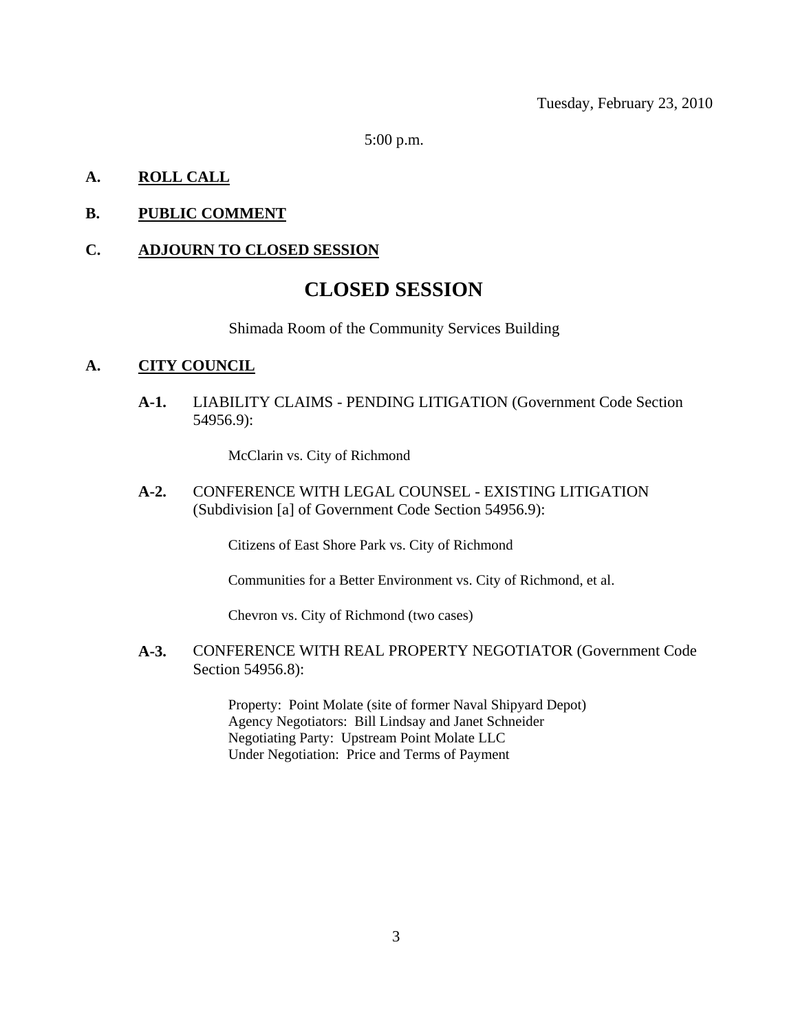Tuesday, February 23, 2010

5:00 p.m.

**A. ROLL CALL**

**B. PUBLIC COMMENT**

**C. ADJOURN TO CLOSED SESSION**

# CLOSED SESSION

Shimada Room of the Community Services Building

**A. CITY COUNCIL**

**A-1.** LIABILITY CLAIMS - PENDING LITIGATION (Government Code Section 54956.9):

McClarin vs. City of Richmond

**A-2.** CONFERENCE WITH LEGAL COUNSEL - EXISTING LITIGATION (Subdivision [a] of Government Code Section 54956.9):

Citizens of East Shore Park vs. City of Richmond

Communities for a Better Environment vs. City of Richmond, et al.

Chevron vs. City of Richmond (two cases)

**A-3.** CONFERENCE WITH REAL PROPERTY NEGOTIATOR (Government Code Section 54956.8):

Property: Point Molate (site of former Naval Shipyard Depot)
Agency Negotiators: Bill Lindsay and Janet Schneider
Negotiating Party: Upstream Point Molate LLC
Under Negotiation: Price and Terms of Payment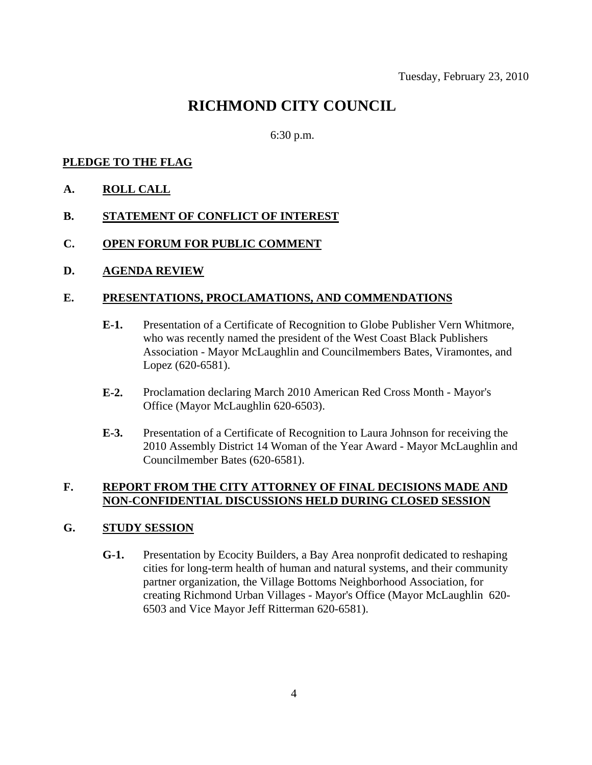Tuesday, February 23, 2010

# RICHMOND CITY COUNCIL

6:30 p.m.

## PLEDGE TO THE FLAG

## A. ROLL CALL

## B. STATEMENT OF CONFLICT OF INTEREST

## C. OPEN FORUM FOR PUBLIC COMMENT

## D. AGENDA REVIEW

## E. PRESENTATIONS, PROCLAMATIONS, AND COMMENDATIONS

**E-1.** Presentation of a Certificate of Recognition to Globe Publisher Vern Whitmore, who was recently named the president of the West Coast Black Publishers Association - Mayor McLaughlin and Councilmembers Bates, Viramontes, and Lopez (620-6581).

**E-2.** Proclamation declaring March 2010 American Red Cross Month - Mayor's Office (Mayor McLaughlin 620-6503).

**E-3.** Presentation of a Certificate of Recognition to Laura Johnson for receiving the 2010 Assembly District 14 Woman of the Year Award - Mayor McLaughlin and Councilmember Bates (620-6581).

## F. REPORT FROM THE CITY ATTORNEY OF FINAL DECISIONS MADE AND NON-CONFIDENTIAL DISCUSSIONS HELD DURING CLOSED SESSION

## G. STUDY SESSION

**G-1.** Presentation by Ecocity Builders, a Bay Area nonprofit dedicated to reshaping cities for long-term health of human and natural systems, and their community partner organization, the Village Bottoms Neighborhood Association, for creating Richmond Urban Villages - Mayor's Office (Mayor McLaughlin 620-6503 and Vice Mayor Jeff Ritterman 620-6581).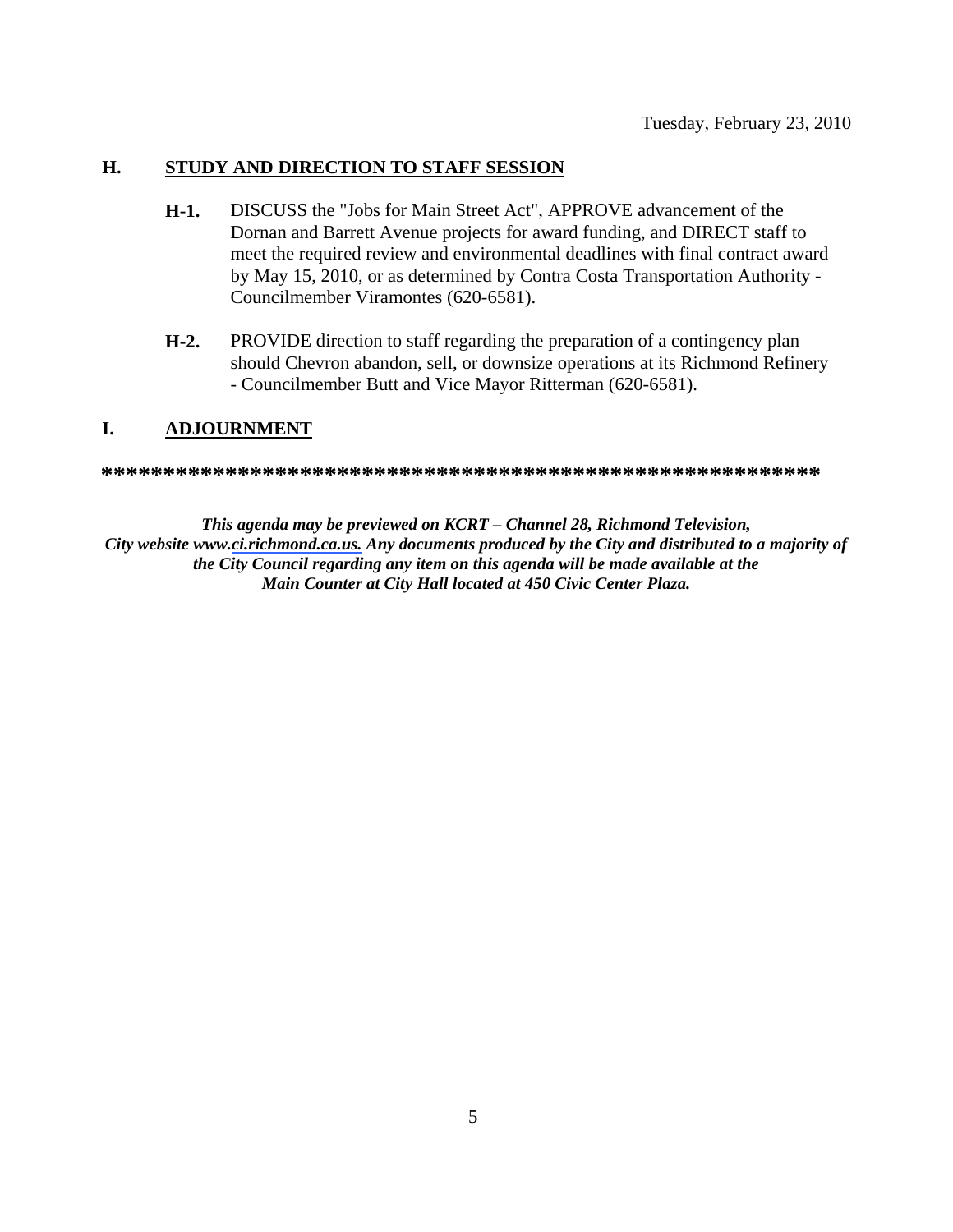Tuesday, February 23, 2010

## H. STUDY AND DIRECTION TO STAFF SESSION

**H-1.** DISCUSS the "Jobs for Main Street Act", APPROVE advancement of the Dornan and Barrett Avenue projects for award funding, and DIRECT staff to meet the required review and environmental deadlines with final contract award by May 15, 2010, or as determined by Contra Costa Transportation Authority - Councilmember Viramontes (620-6581).

**H-2.** PROVIDE direction to staff regarding the preparation of a contingency plan should Chevron abandon, sell, or downsize operations at its Richmond Refinery - Councilmember Butt and Vice Mayor Ritterman (620-6581).

## I. ADJOURNMENT

**********************************************************

***This agenda may be previewed on KCRT – Channel 28, Richmond Television, City website www.ci.richmond.ca.us. Any documents produced by the City and distributed to a majority of the City Council regarding any item on this agenda will be made available at the Main Counter at City Hall located at 450 Civic Center Plaza.***